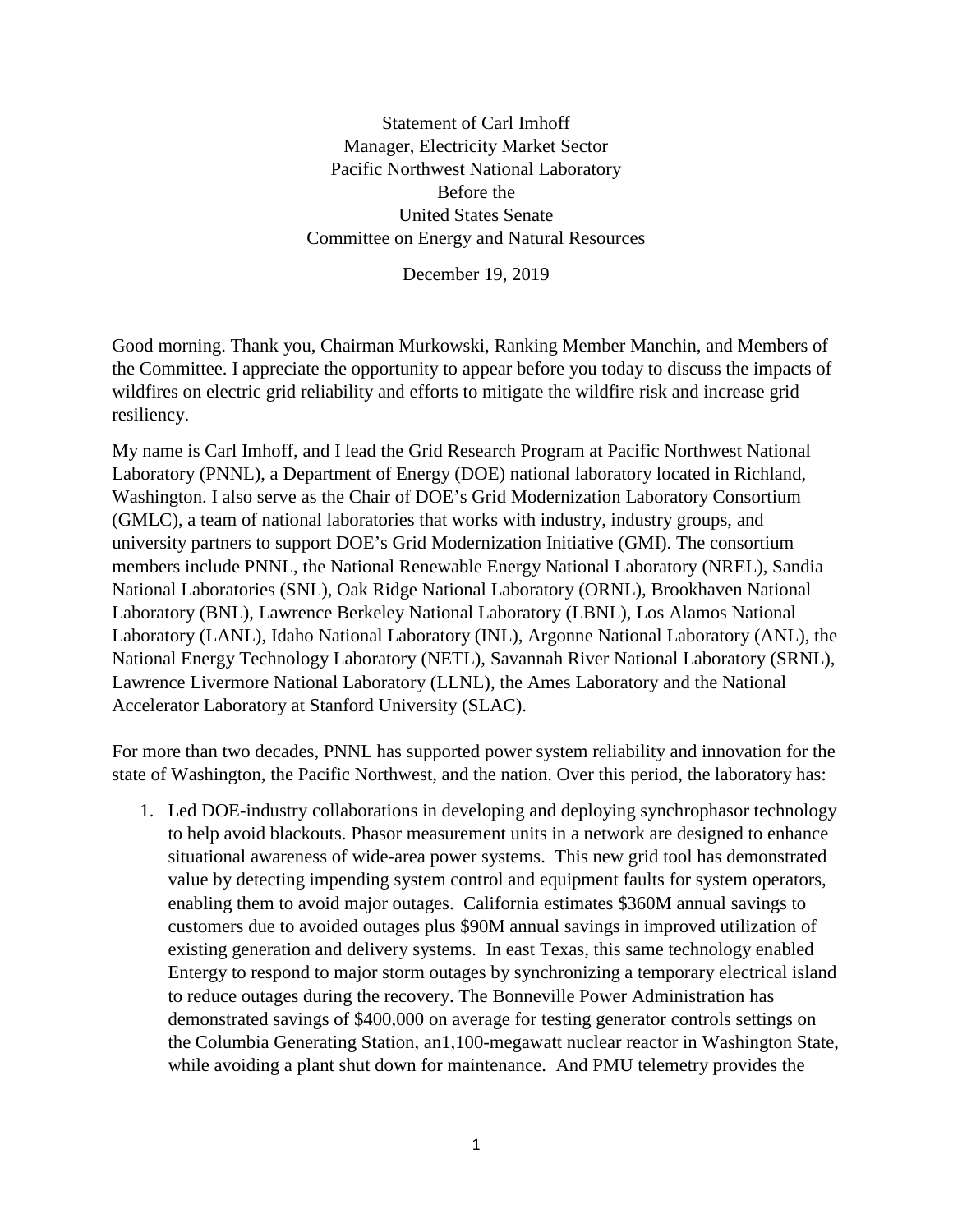Statement of Carl Imhoff
Manager, Electricity Market Sector
Pacific Northwest National Laboratory
Before the
United States Senate
Committee on Energy and Natural Resources

December 19, 2019

Good morning. Thank you, Chairman Murkowski, Ranking Member Manchin, and Members of the Committee. I appreciate the opportunity to appear before you today to discuss the impacts of wildfires on electric grid reliability and efforts to mitigate the wildfire risk and increase grid resiliency.

My name is Carl Imhoff, and I lead the Grid Research Program at Pacific Northwest National Laboratory (PNNL), a Department of Energy (DOE) national laboratory located in Richland, Washington. I also serve as the Chair of DOE's Grid Modernization Laboratory Consortium (GMLC), a team of national laboratories that works with industry, industry groups, and university partners to support DOE's Grid Modernization Initiative (GMI). The consortium members include PNNL, the National Renewable Energy National Laboratory (NREL), Sandia National Laboratories (SNL), Oak Ridge National Laboratory (ORNL), Brookhaven National Laboratory (BNL), Lawrence Berkeley National Laboratory (LBNL), Los Alamos National Laboratory (LANL), Idaho National Laboratory (INL), Argonne National Laboratory (ANL), the National Energy Technology Laboratory (NETL), Savannah River National Laboratory (SRNL), Lawrence Livermore National Laboratory (LLNL), the Ames Laboratory and the National Accelerator Laboratory at Stanford University (SLAC).

For more than two decades, PNNL has supported power system reliability and innovation for the state of Washington, the Pacific Northwest, and the nation. Over this period, the laboratory has:

1. Led DOE-industry collaborations in developing and deploying synchrophasor technology to help avoid blackouts. Phasor measurement units in a network are designed to enhance situational awareness of wide-area power systems. This new grid tool has demonstrated value by detecting impending system control and equipment faults for system operators, enabling them to avoid major outages. California estimates $360M annual savings to customers due to avoided outages plus $90M annual savings in improved utilization of existing generation and delivery systems. In east Texas, this same technology enabled Entergy to respond to major storm outages by synchronizing a temporary electrical island to reduce outages during the recovery. The Bonneville Power Administration has demonstrated savings of $400,000 on average for testing generator controls settings on the Columbia Generating Station, an1,100-megawatt nuclear reactor in Washington State, while avoiding a plant shut down for maintenance. And PMU telemetry provides the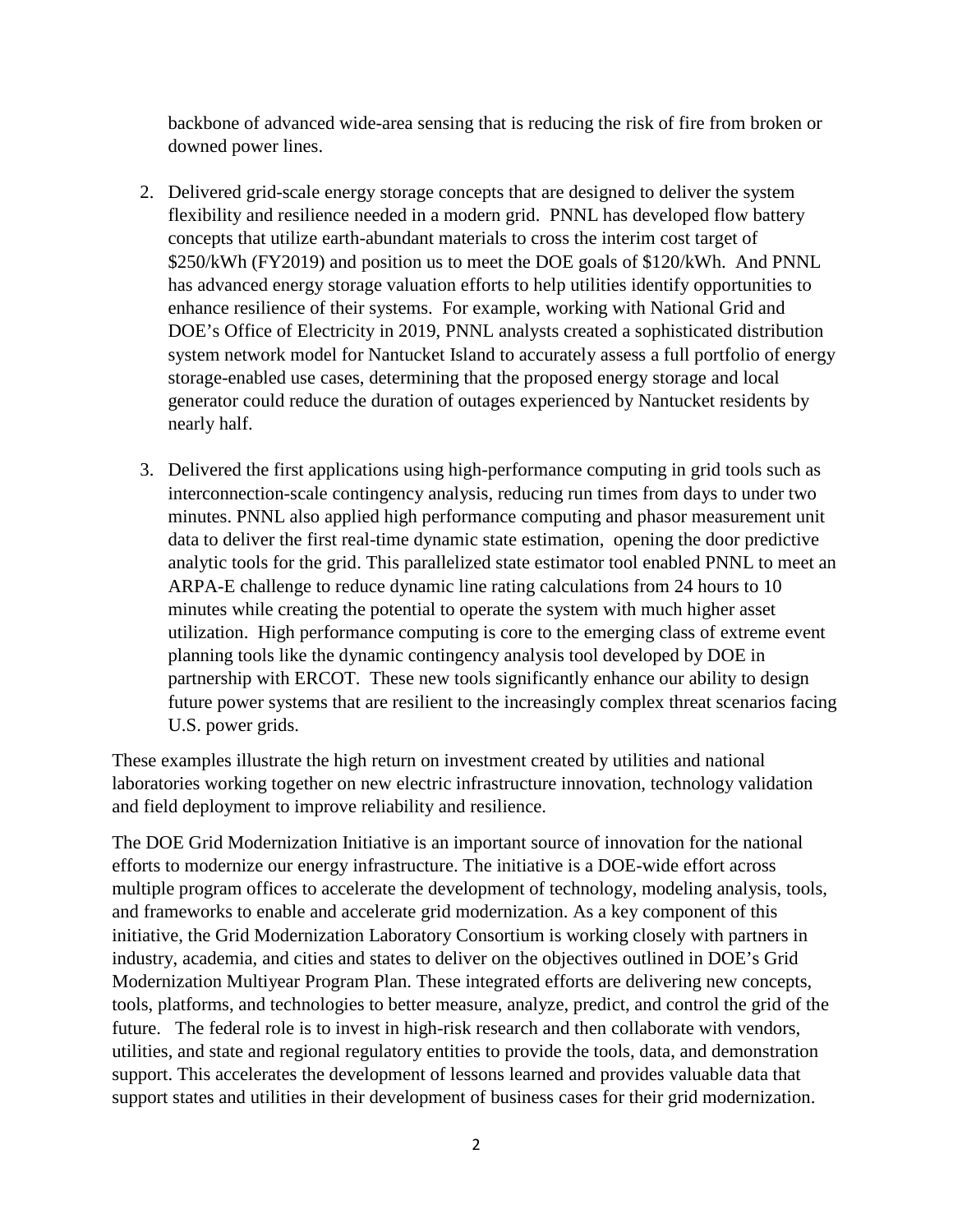backbone of advanced wide-area sensing that is reducing the risk of fire from broken or downed power lines.

2. Delivered grid-scale energy storage concepts that are designed to deliver the system flexibility and resilience needed in a modern grid. PNNL has developed flow battery concepts that utilize earth-abundant materials to cross the interim cost target of $250/kWh (FY2019) and position us to meet the DOE goals of $120/kWh. And PNNL has advanced energy storage valuation efforts to help utilities identify opportunities to enhance resilience of their systems. For example, working with National Grid and DOE's Office of Electricity in 2019, PNNL analysts created a sophisticated distribution system network model for Nantucket Island to accurately assess a full portfolio of energy storage-enabled use cases, determining that the proposed energy storage and local generator could reduce the duration of outages experienced by Nantucket residents by nearly half.

3. Delivered the first applications using high-performance computing in grid tools such as interconnection-scale contingency analysis, reducing run times from days to under two minutes. PNNL also applied high performance computing and phasor measurement unit data to deliver the first real-time dynamic state estimation, opening the door predictive analytic tools for the grid. This parallelized state estimator tool enabled PNNL to meet an ARPA-E challenge to reduce dynamic line rating calculations from 24 hours to 10 minutes while creating the potential to operate the system with much higher asset utilization. High performance computing is core to the emerging class of extreme event planning tools like the dynamic contingency analysis tool developed by DOE in partnership with ERCOT. These new tools significantly enhance our ability to design future power systems that are resilient to the increasingly complex threat scenarios facing U.S. power grids.

These examples illustrate the high return on investment created by utilities and national laboratories working together on new electric infrastructure innovation, technology validation and field deployment to improve reliability and resilience.

The DOE Grid Modernization Initiative is an important source of innovation for the national efforts to modernize our energy infrastructure. The initiative is a DOE-wide effort across multiple program offices to accelerate the development of technology, modeling analysis, tools, and frameworks to enable and accelerate grid modernization. As a key component of this initiative, the Grid Modernization Laboratory Consortium is working closely with partners in industry, academia, and cities and states to deliver on the objectives outlined in DOE's Grid Modernization Multiyear Program Plan. These integrated efforts are delivering new concepts, tools, platforms, and technologies to better measure, analyze, predict, and control the grid of the future. The federal role is to invest in high-risk research and then collaborate with vendors, utilities, and state and regional regulatory entities to provide the tools, data, and demonstration support. This accelerates the development of lessons learned and provides valuable data that support states and utilities in their development of business cases for their grid modernization.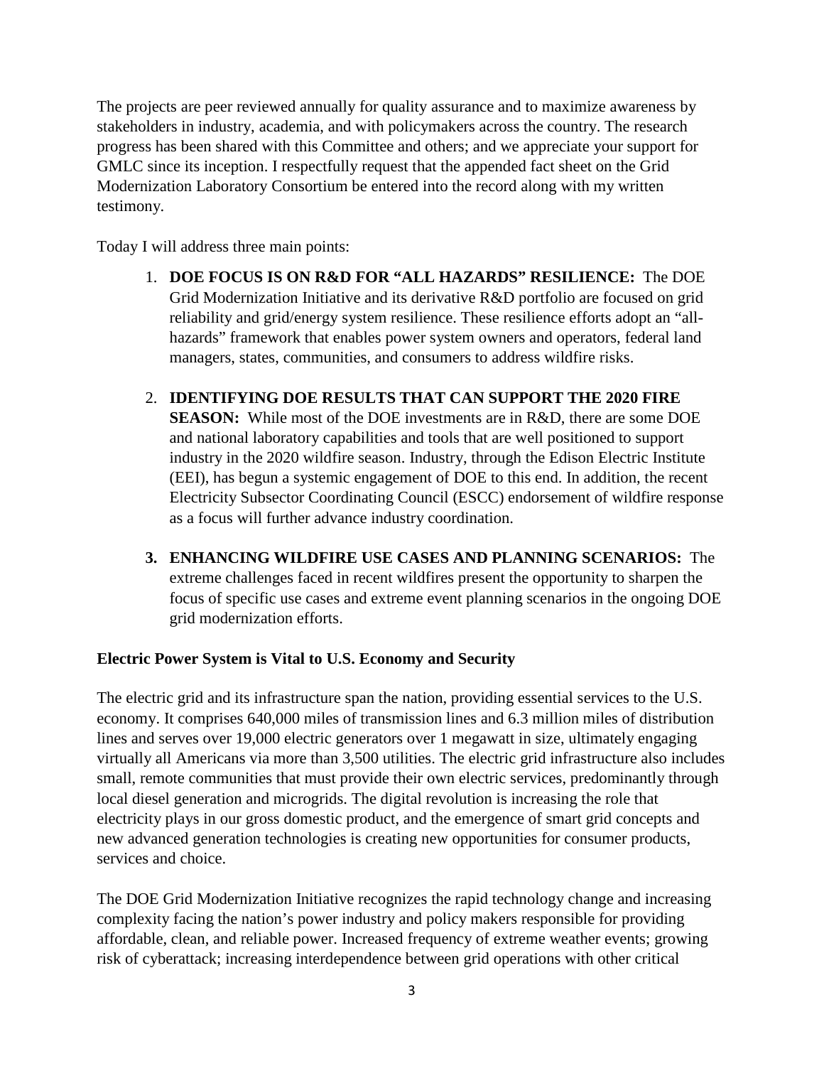The projects are peer reviewed annually for quality assurance and to maximize awareness by stakeholders in industry, academia, and with policymakers across the country. The research progress has been shared with this Committee and others; and we appreciate your support for GMLC since its inception. I respectfully request that the appended fact sheet on the Grid Modernization Laboratory Consortium be entered into the record along with my written testimony.

Today I will address three main points:

1. **DOE FOCUS IS ON R&D FOR "ALL HAZARDS" RESILIENCE:** The DOE Grid Modernization Initiative and its derivative R&D portfolio are focused on grid reliability and grid/energy system resilience. These resilience efforts adopt an "all-hazards" framework that enables power system owners and operators, federal land managers, states, communities, and consumers to address wildfire risks.

2. **IDENTIFYING DOE RESULTS THAT CAN SUPPORT THE 2020 FIRE SEASON:** While most of the DOE investments are in R&D, there are some DOE and national laboratory capabilities and tools that are well positioned to support industry in the 2020 wildfire season. Industry, through the Edison Electric Institute (EEI), has begun a systemic engagement of DOE to this end. In addition, the recent Electricity Subsector Coordinating Council (ESCC) endorsement of wildfire response as a focus will further advance industry coordination.

3. **ENHANCING WILDFIRE USE CASES AND PLANNING SCENARIOS:** The extreme challenges faced in recent wildfires present the opportunity to sharpen the focus of specific use cases and extreme event planning scenarios in the ongoing DOE grid modernization efforts.

**Electric Power System is Vital to U.S. Economy and Security**

The electric grid and its infrastructure span the nation, providing essential services to the U.S. economy. It comprises 640,000 miles of transmission lines and 6.3 million miles of distribution lines and serves over 19,000 electric generators over 1 megawatt in size, ultimately engaging virtually all Americans via more than 3,500 utilities. The electric grid infrastructure also includes small, remote communities that must provide their own electric services, predominantly through local diesel generation and microgrids. The digital revolution is increasing the role that electricity plays in our gross domestic product, and the emergence of smart grid concepts and new advanced generation technologies is creating new opportunities for consumer products, services and choice.

The DOE Grid Modernization Initiative recognizes the rapid technology change and increasing complexity facing the nation's power industry and policy makers responsible for providing affordable, clean, and reliable power. Increased frequency of extreme weather events; growing risk of cyberattack; increasing interdependence between grid operations with other critical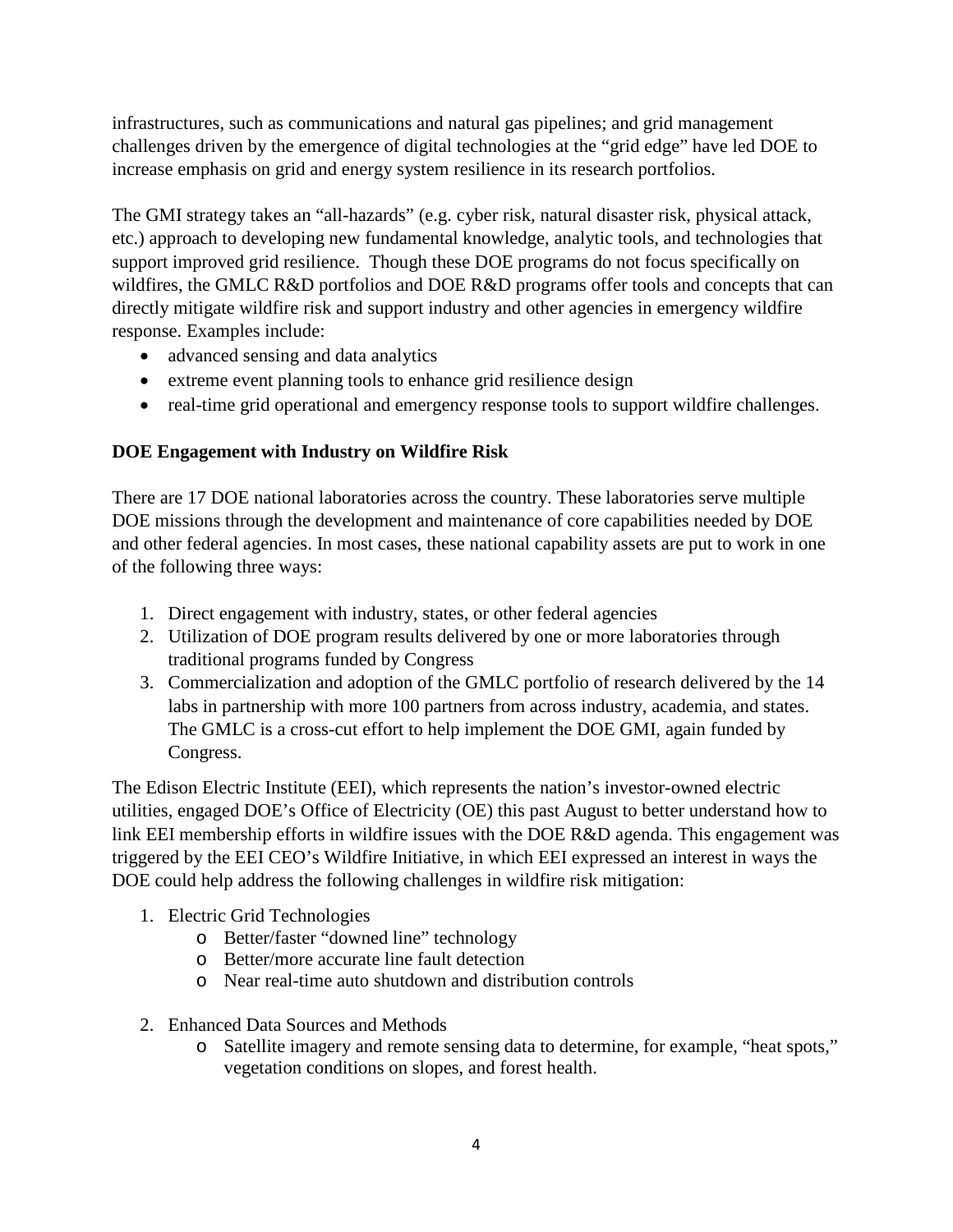infrastructures, such as communications and natural gas pipelines; and grid management challenges driven by the emergence of digital technologies at the "grid edge" have led DOE to increase emphasis on grid and energy system resilience in its research portfolios.

The GMI strategy takes an "all-hazards" (e.g. cyber risk, natural disaster risk, physical attack, etc.) approach to developing new fundamental knowledge, analytic tools, and technologies that support improved grid resilience. Though these DOE programs do not focus specifically on wildfires, the GMLC R&D portfolios and DOE R&D programs offer tools and concepts that can directly mitigate wildfire risk and support industry and other agencies in emergency wildfire response. Examples include:

- advanced sensing and data analytics
- extreme event planning tools to enhance grid resilience design
- real-time grid operational and emergency response tools to support wildfire challenges.

**DOE Engagement with Industry on Wildfire Risk**

There are 17 DOE national laboratories across the country. These laboratories serve multiple DOE missions through the development and maintenance of core capabilities needed by DOE and other federal agencies. In most cases, these national capability assets are put to work in one of the following three ways:

1. Direct engagement with industry, states, or other federal agencies
2. Utilization of DOE program results delivered by one or more laboratories through traditional programs funded by Congress
3. Commercialization and adoption of the GMLC portfolio of research delivered by the 14 labs in partnership with more 100 partners from across industry, academia, and states. The GMLC is a cross-cut effort to help implement the DOE GMI, again funded by Congress.

The Edison Electric Institute (EEI), which represents the nation's investor-owned electric utilities, engaged DOE's Office of Electricity (OE) this past August to better understand how to link EEI membership efforts in wildfire issues with the DOE R&D agenda. This engagement was triggered by the EEI CEO's Wildfire Initiative, in which EEI expressed an interest in ways the DOE could help address the following challenges in wildfire risk mitigation:

1. Electric Grid Technologies
   - Better/faster "downed line" technology
   - Better/more accurate line fault detection
   - Near real-time auto shutdown and distribution controls

2. Enhanced Data Sources and Methods
   - Satellite imagery and remote sensing data to determine, for example, "heat spots," vegetation conditions on slopes, and forest health.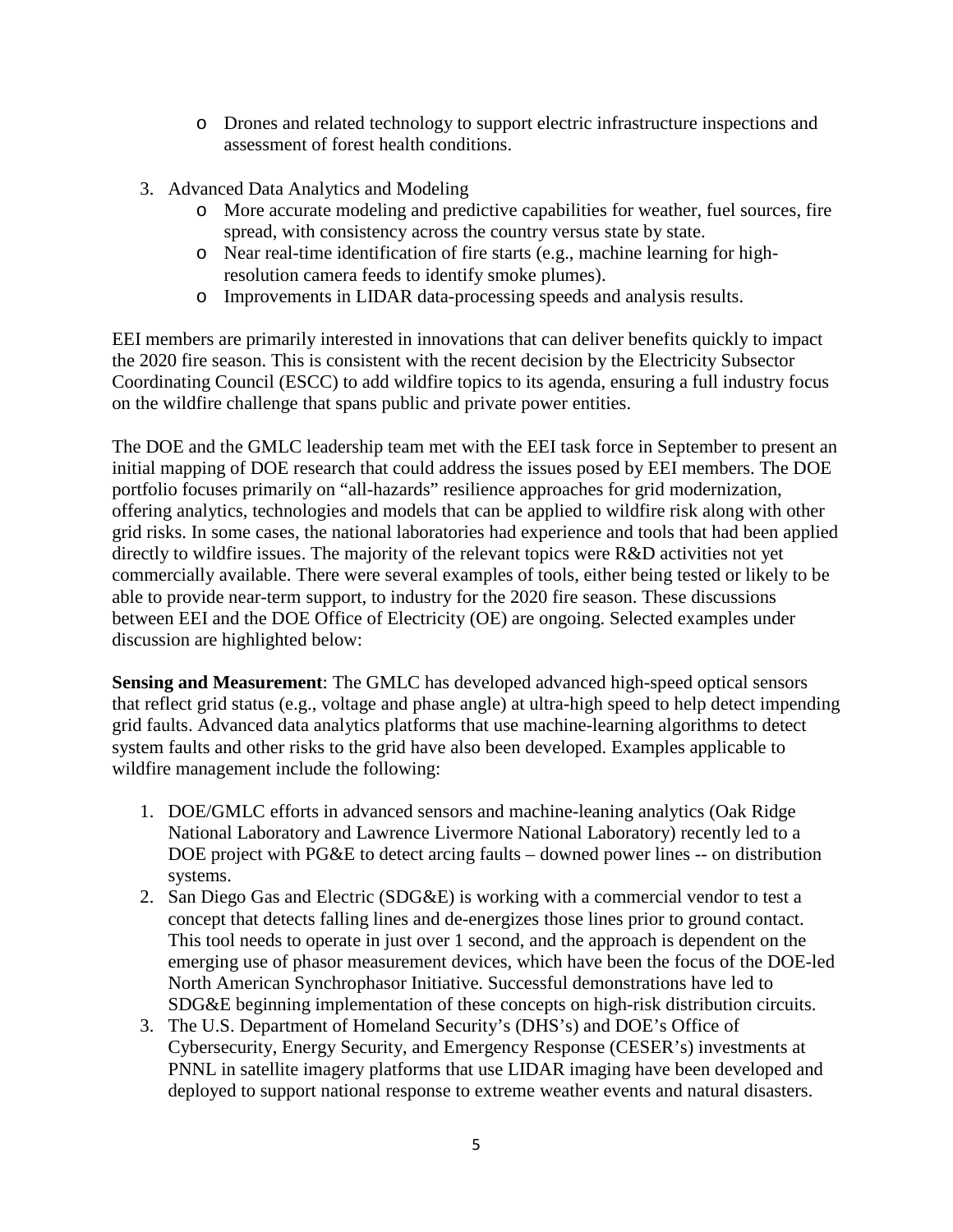- Drones and related technology to support electric infrastructure inspections and assessment of forest health conditions.

3. Advanced Data Analytics and Modeling
   - More accurate modeling and predictive capabilities for weather, fuel sources, fire spread, with consistency across the country versus state by state.
   - Near real-time identification of fire starts (e.g., machine learning for high-resolution camera feeds to identify smoke plumes).
   - Improvements in LIDAR data-processing speeds and analysis results.

EEI members are primarily interested in innovations that can deliver benefits quickly to impact the 2020 fire season. This is consistent with the recent decision by the Electricity Subsector Coordinating Council (ESCC) to add wildfire topics to its agenda, ensuring a full industry focus on the wildfire challenge that spans public and private power entities.

The DOE and the GMLC leadership team met with the EEI task force in September to present an initial mapping of DOE research that could address the issues posed by EEI members. The DOE portfolio focuses primarily on "all-hazards" resilience approaches for grid modernization, offering analytics, technologies and models that can be applied to wildfire risk along with other grid risks. In some cases, the national laboratories had experience and tools that had been applied directly to wildfire issues. The majority of the relevant topics were R&D activities not yet commercially available. There were several examples of tools, either being tested or likely to be able to provide near-term support, to industry for the 2020 fire season. These discussions between EEI and the DOE Office of Electricity (OE) are ongoing. Selected examples under discussion are highlighted below:

**Sensing and Measurement**: The GMLC has developed advanced high-speed optical sensors that reflect grid status (e.g., voltage and phase angle) at ultra-high speed to help detect impending grid faults. Advanced data analytics platforms that use machine-learning algorithms to detect system faults and other risks to the grid have also been developed. Examples applicable to wildfire management include the following:

1. DOE/GMLC efforts in advanced sensors and machine-leaning analytics (Oak Ridge National Laboratory and Lawrence Livermore National Laboratory) recently led to a DOE project with PG&E to detect arcing faults – downed power lines -- on distribution systems.
2. San Diego Gas and Electric (SDG&E) is working with a commercial vendor to test a concept that detects falling lines and de-energizes those lines prior to ground contact. This tool needs to operate in just over 1 second, and the approach is dependent on the emerging use of phasor measurement devices, which have been the focus of the DOE-led North American Synchrophasor Initiative. Successful demonstrations have led to SDG&E beginning implementation of these concepts on high-risk distribution circuits.
3. The U.S. Department of Homeland Security's (DHS's) and DOE's Office of Cybersecurity, Energy Security, and Emergency Response (CESER's) investments at PNNL in satellite imagery platforms that use LIDAR imaging have been developed and deployed to support national response to extreme weather events and natural disasters.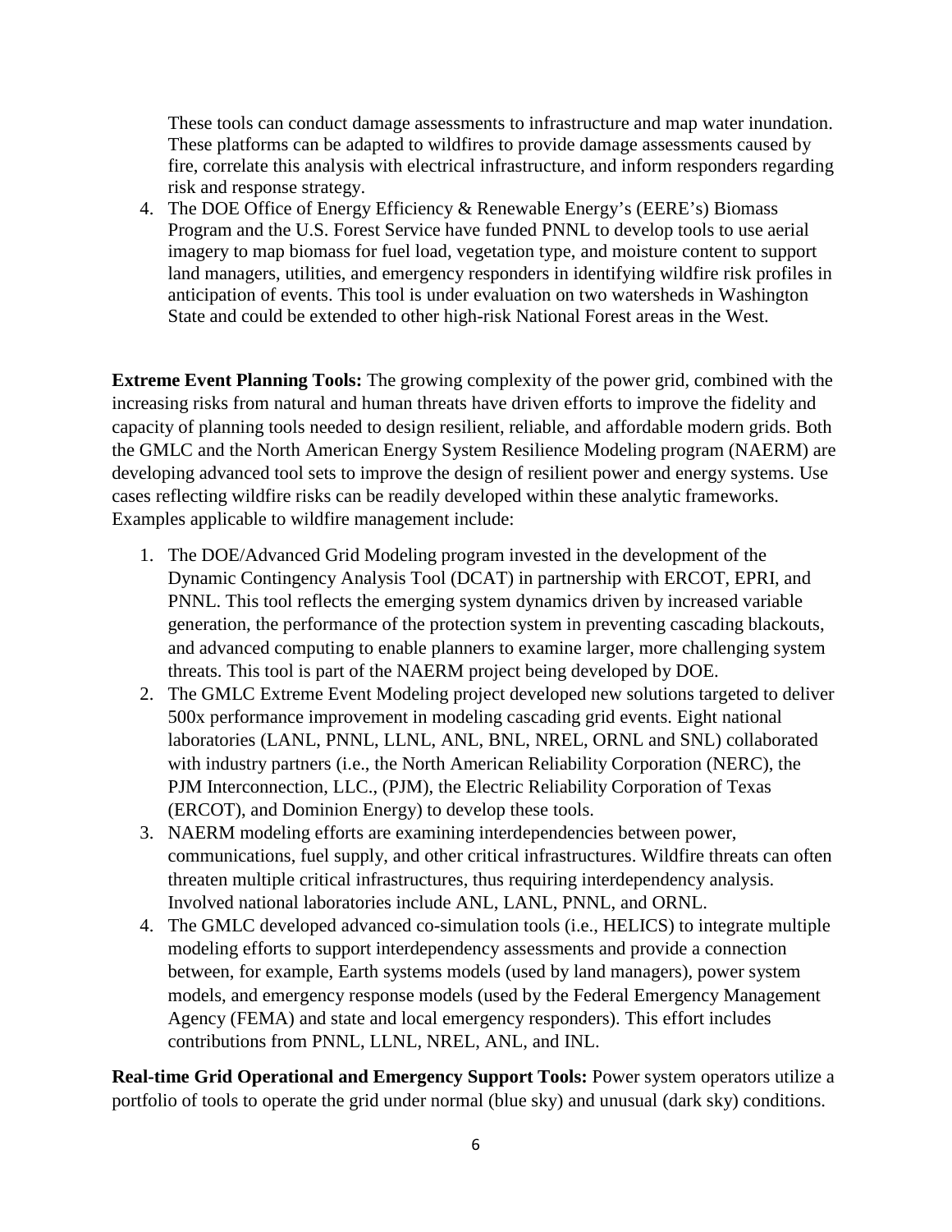These tools can conduct damage assessments to infrastructure and map water inundation. These platforms can be adapted to wildfires to provide damage assessments caused by fire, correlate this analysis with electrical infrastructure, and inform responders regarding risk and response strategy.

4. The DOE Office of Energy Efficiency & Renewable Energy's (EERE's) Biomass Program and the U.S. Forest Service have funded PNNL to develop tools to use aerial imagery to map biomass for fuel load, vegetation type, and moisture content to support land managers, utilities, and emergency responders in identifying wildfire risk profiles in anticipation of events. This tool is under evaluation on two watersheds in Washington State and could be extended to other high-risk National Forest areas in the West.

**Extreme Event Planning Tools:** The growing complexity of the power grid, combined with the increasing risks from natural and human threats have driven efforts to improve the fidelity and capacity of planning tools needed to design resilient, reliable, and affordable modern grids. Both the GMLC and the North American Energy System Resilience Modeling program (NAERM) are developing advanced tool sets to improve the design of resilient power and energy systems. Use cases reflecting wildfire risks can be readily developed within these analytic frameworks. Examples applicable to wildfire management include:

1. The DOE/Advanced Grid Modeling program invested in the development of the Dynamic Contingency Analysis Tool (DCAT) in partnership with ERCOT, EPRI, and PNNL. This tool reflects the emerging system dynamics driven by increased variable generation, the performance of the protection system in preventing cascading blackouts, and advanced computing to enable planners to examine larger, more challenging system threats. This tool is part of the NAERM project being developed by DOE.
2. The GMLC Extreme Event Modeling project developed new solutions targeted to deliver 500x performance improvement in modeling cascading grid events. Eight national laboratories (LANL, PNNL, LLNL, ANL, BNL, NREL, ORNL and SNL) collaborated with industry partners (i.e., the North American Reliability Corporation (NERC), the PJM Interconnection, LLC., (PJM), the Electric Reliability Corporation of Texas (ERCOT), and Dominion Energy) to develop these tools.
3. NAERM modeling efforts are examining interdependencies between power, communications, fuel supply, and other critical infrastructures. Wildfire threats can often threaten multiple critical infrastructures, thus requiring interdependency analysis. Involved national laboratories include ANL, LANL, PNNL, and ORNL.
4. The GMLC developed advanced co-simulation tools (i.e., HELICS) to integrate multiple modeling efforts to support interdependency assessments and provide a connection between, for example, Earth systems models (used by land managers), power system models, and emergency response models (used by the Federal Emergency Management Agency (FEMA) and state and local emergency responders). This effort includes contributions from PNNL, LLNL, NREL, ANL, and INL.

**Real-time Grid Operational and Emergency Support Tools:** Power system operators utilize a portfolio of tools to operate the grid under normal (blue sky) and unusual (dark sky) conditions.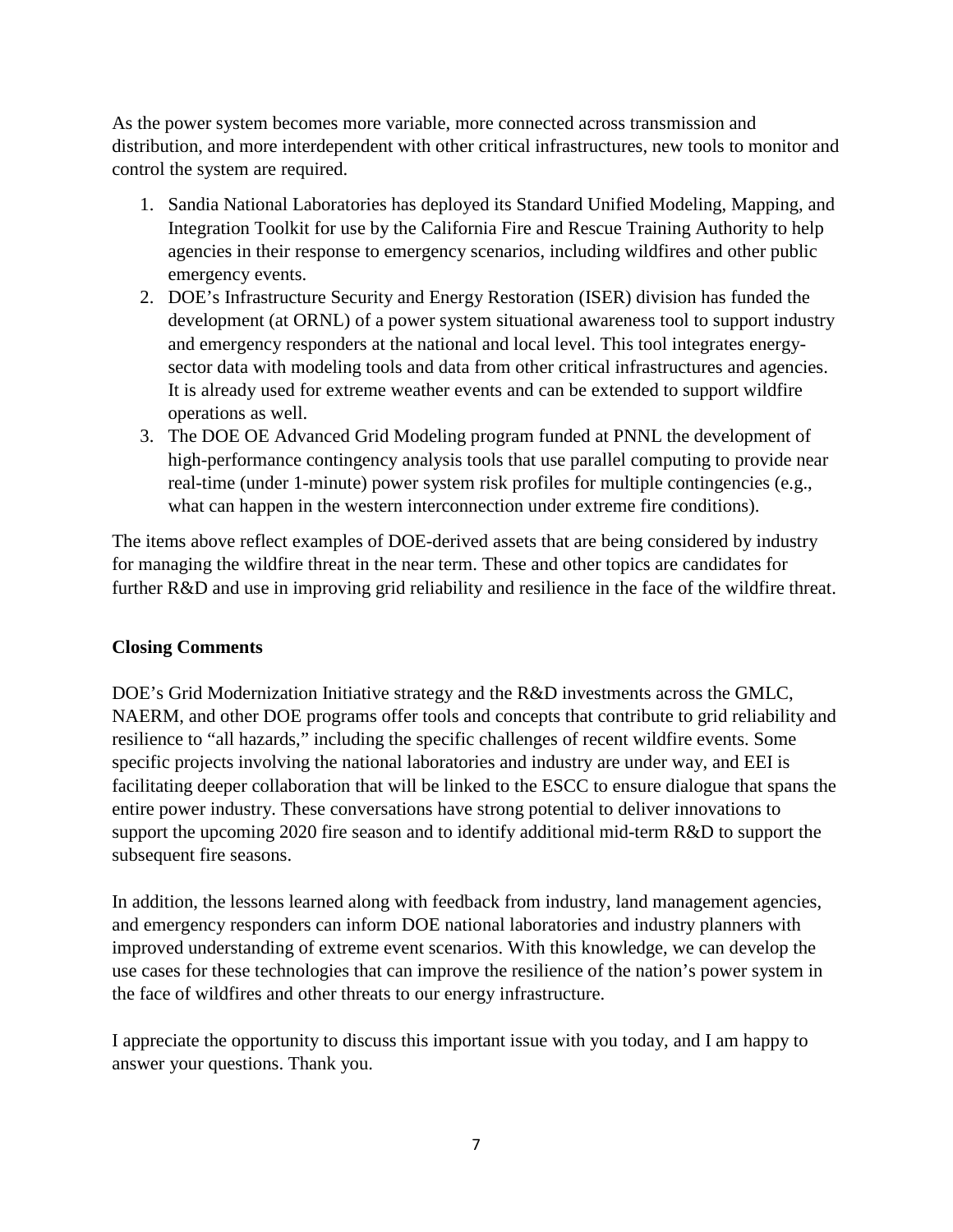As the power system becomes more variable, more connected across transmission and distribution, and more interdependent with other critical infrastructures, new tools to monitor and control the system are required.

1. Sandia National Laboratories has deployed its Standard Unified Modeling, Mapping, and Integration Toolkit for use by the California Fire and Rescue Training Authority to help agencies in their response to emergency scenarios, including wildfires and other public emergency events.
2. DOE's Infrastructure Security and Energy Restoration (ISER) division has funded the development (at ORNL) of a power system situational awareness tool to support industry and emergency responders at the national and local level. This tool integrates energy-sector data with modeling tools and data from other critical infrastructures and agencies. It is already used for extreme weather events and can be extended to support wildfire operations as well.
3. The DOE OE Advanced Grid Modeling program funded at PNNL the development of high-performance contingency analysis tools that use parallel computing to provide near real-time (under 1-minute) power system risk profiles for multiple contingencies (e.g., what can happen in the western interconnection under extreme fire conditions).

The items above reflect examples of DOE-derived assets that are being considered by industry for managing the wildfire threat in the near term. These and other topics are candidates for further R&D and use in improving grid reliability and resilience in the face of the wildfire threat.

**Closing Comments**

DOE's Grid Modernization Initiative strategy and the R&D investments across the GMLC, NAERM, and other DOE programs offer tools and concepts that contribute to grid reliability and resilience to "all hazards," including the specific challenges of recent wildfire events. Some specific projects involving the national laboratories and industry are under way, and EEI is facilitating deeper collaboration that will be linked to the ESCC to ensure dialogue that spans the entire power industry. These conversations have strong potential to deliver innovations to support the upcoming 2020 fire season and to identify additional mid-term R&D to support the subsequent fire seasons.

In addition, the lessons learned along with feedback from industry, land management agencies, and emergency responders can inform DOE national laboratories and industry planners with improved understanding of extreme event scenarios. With this knowledge, we can develop the use cases for these technologies that can improve the resilience of the nation's power system in the face of wildfires and other threats to our energy infrastructure.

I appreciate the opportunity to discuss this important issue with you today, and I am happy to answer your questions. Thank you.